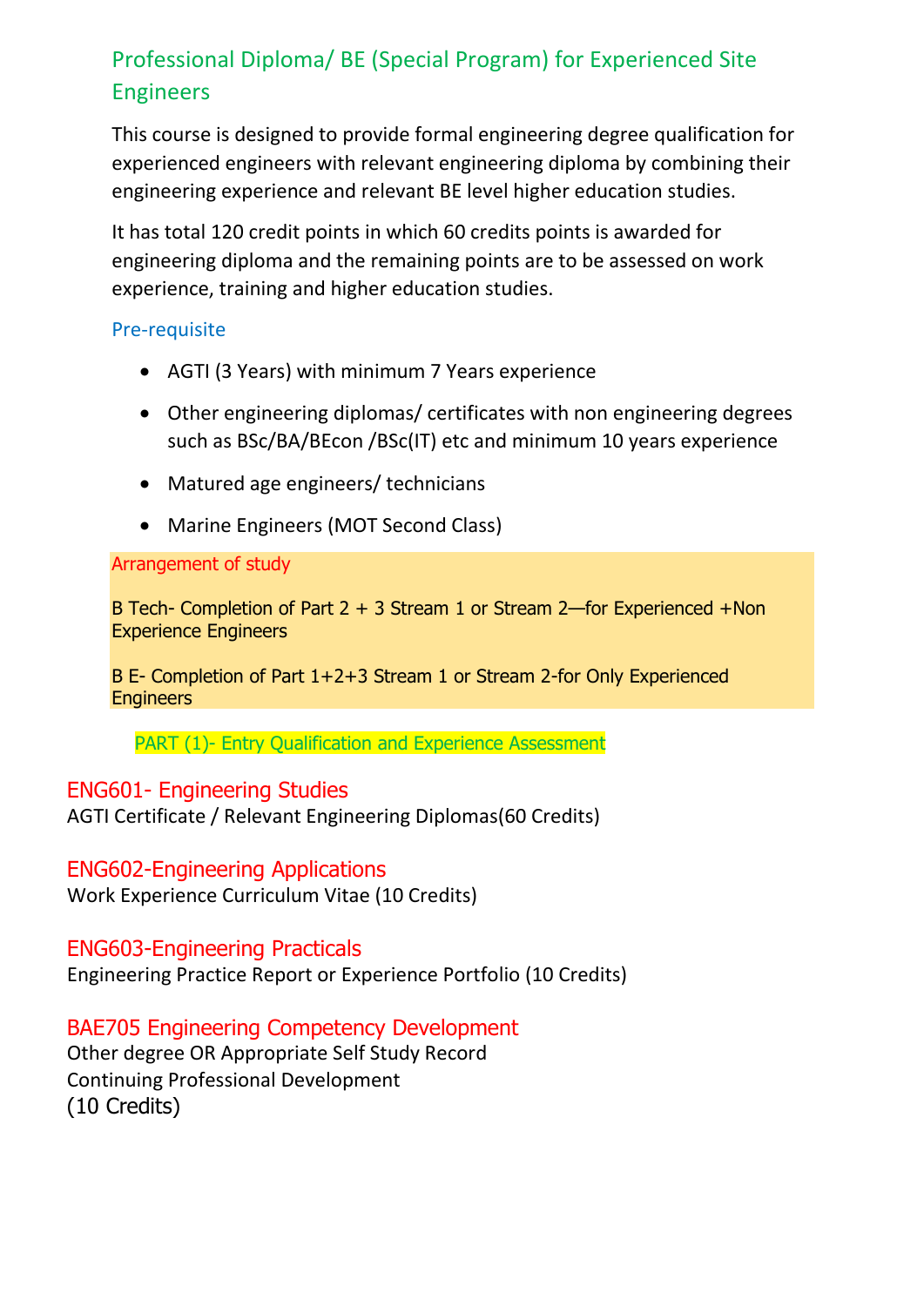# Professional Diploma/ BE (Special Program) for Experienced Site Engineers

This course is designed to provide formal engineering degree qualification for experienced engineers with relevant engineering diploma by combining their engineering experience and relevant BE level higher education studies.

It has total 120 credit points in which 60 credits points is awarded for engineering diploma and the remaining points are to be assessed on work experience, training and higher education studies.

## Pre-requisite

- AGTI (3 Years) with minimum 7 Years experience
- Other engineering diplomas/ certificates with non engineering degrees such as BSc/BA/BEcon /BSc(IT) etc and minimum 10 years experience
- Matured age engineers/ technicians
- Marine Engineers (MOT Second Class)

## Arrangement of study

B Tech- Completion of Part 2 + 3 Stream 1 or Stream 2—for Experienced +Non Experience Engineers

B E- Completion of Part 1+2+3 Stream 1 or Stream 2-for Only Experienced Engineers

## PART (1)- Entry Qualification and Experience Assessment

### ENG601- Engineering Studies

AGTI Certificate / Relevant Engineering Diplomas(60 Credits)

### ENG602-Engineering Applications

Work Experience Curriculum Vitae (10 Credits)

### ENG603-Engineering Practicals

Engineering Practice Report or Experience Portfolio (10 Credits)

### BAE705 Engineering Competency Development

Other degree OR Appropriate Self Study Record
Continuing Professional Development
(10 Credits)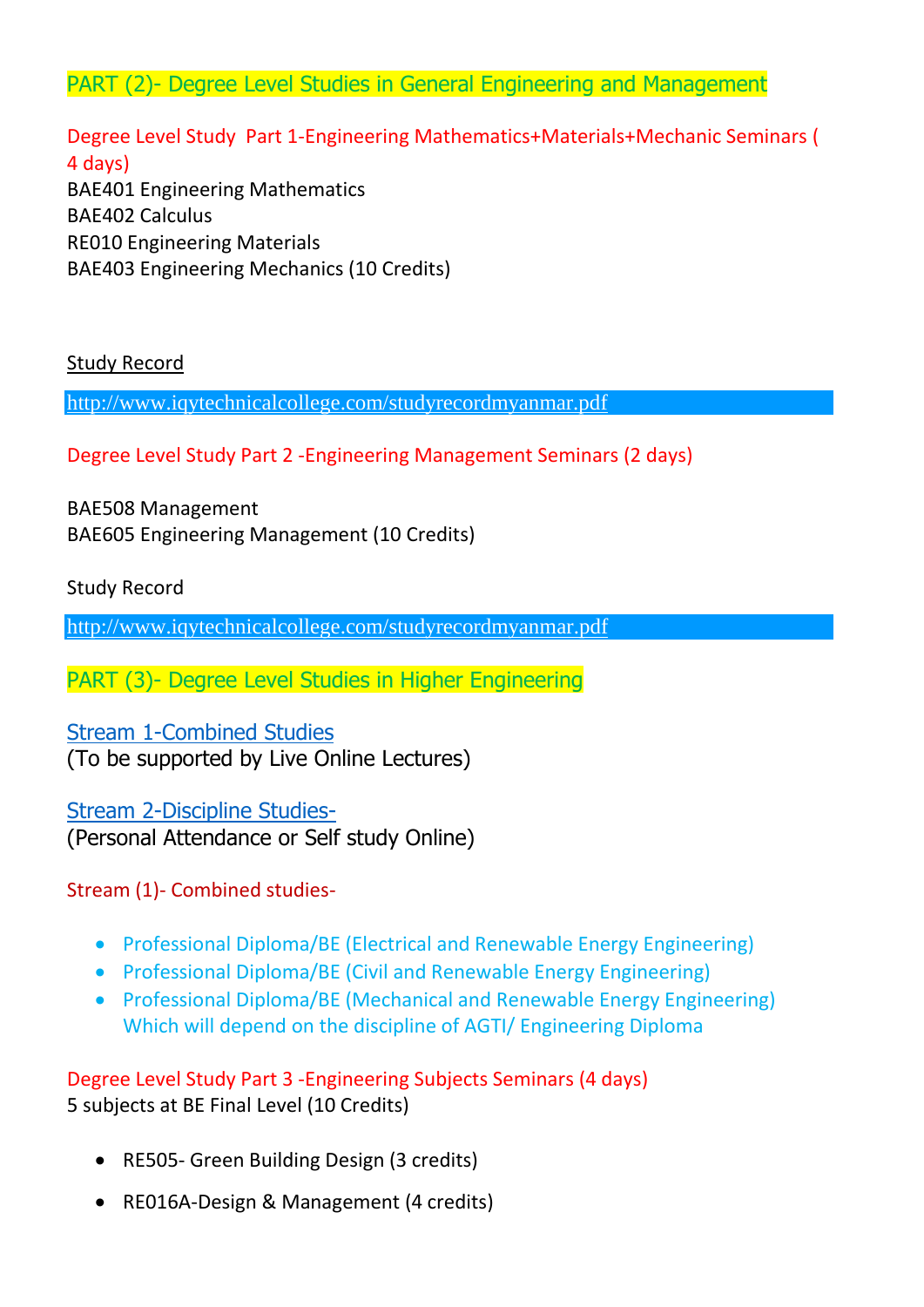## PART (2)- Degree Level Studies in General Engineering and Management

### Degree Level Study Part 1-Engineering Mathematics+Materials+Mechanic Seminars ( 4 days)

BAE401 Engineering Mathematics
BAE402 Calculus
RE010 Engineering Materials
BAE403 Engineering Mechanics (10 Credits)

Study Record

http://www.iqytechnicalcollege.com/studyrecordmyanmar.pdf

### Degree Level Study Part 2 -Engineering Management Seminars (2 days)

BAE508 Management
BAE605 Engineering Management (10 Credits)

Study Record

http://www.iqytechnicalcollege.com/studyrecordmyanmar.pdf

## PART (3)- Degree Level Studies in Higher Engineering

Stream 1-Combined Studies
(To be supported by Live Online Lectures)

Stream 2-Discipline Studies-
(Personal Attendance or Self study Online)

### Stream (1)- Combined studies-

- Professional Diploma/BE (Electrical and Renewable Energy Engineering)
- Professional Diploma/BE (Civil and Renewable Energy Engineering)
- Professional Diploma/BE (Mechanical and Renewable Energy Engineering)
  Which will depend on the discipline of AGTI/ Engineering Diploma

### Degree Level Study Part 3 -Engineering Subjects Seminars (4 days)

5 subjects at BE Final Level (10 Credits)

- RE505- Green Building Design (3 credits)
- RE016A-Design & Management (4 credits)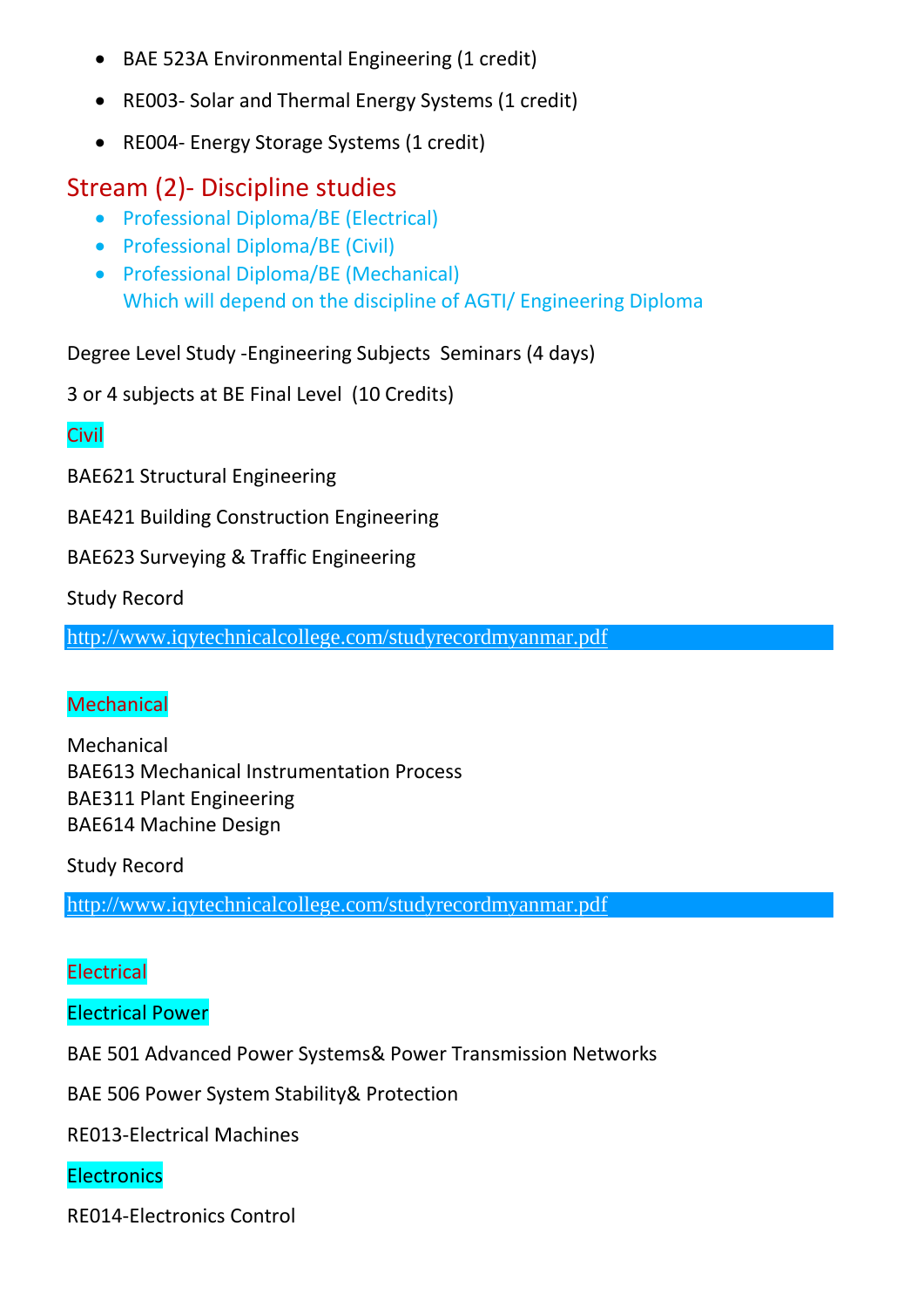- BAE 523A Environmental Engineering (1 credit)
- RE003- Solar and Thermal Energy Systems (1 credit)
- RE004- Energy Storage Systems (1 credit)

## Stream (2)- Discipline studies

- Professional Diploma/BE (Electrical)
- Professional Diploma/BE (Civil)
- Professional Diploma/BE (Mechanical)
  Which will depend on the discipline of AGTI/ Engineering Diploma

Degree Level Study -Engineering Subjects Seminars (4 days)

3 or 4 subjects at BE Final Level (10 Credits)

### Civil

BAE621 Structural Engineering

BAE421 Building Construction Engineering

BAE623 Surveying & Traffic Engineering

Study Record

http://www.iqytechnicalcollege.com/studyrecordmyanmar.pdf

### Mechanical

Mechanical
BAE613 Mechanical Instrumentation Process
BAE311 Plant Engineering
BAE614 Machine Design

Study Record

http://www.iqytechnicalcollege.com/studyrecordmyanmar.pdf

### Electrical

#### Electrical Power

BAE 501 Advanced Power Systems& Power Transmission Networks

BAE 506 Power System Stability& Protection

RE013-Electrical Machines

#### Electronics

RE014-Electronics Control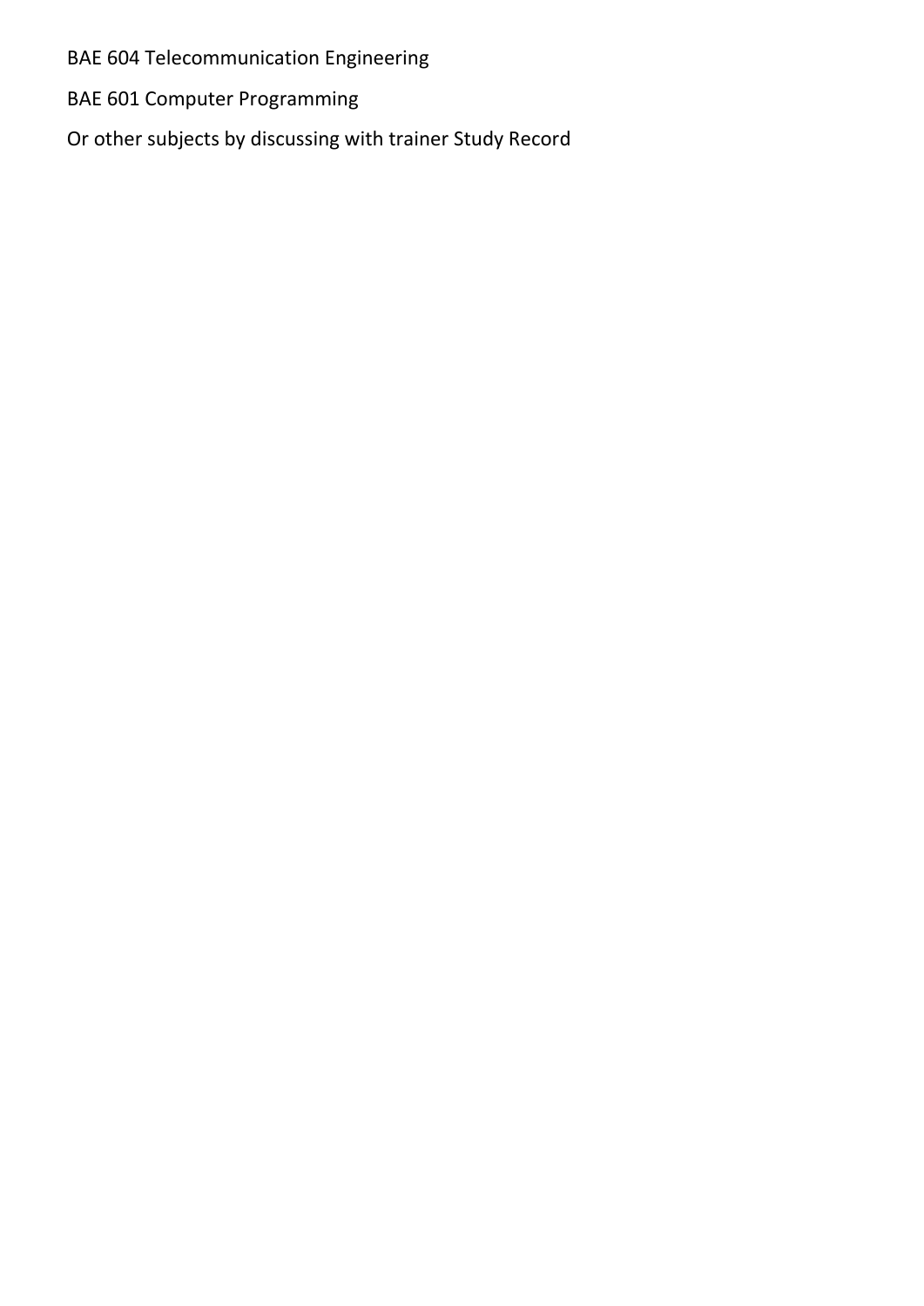BAE 604 Telecommunication Engineering

BAE 601 Computer Programming

Or other subjects by discussing with trainer Study Record